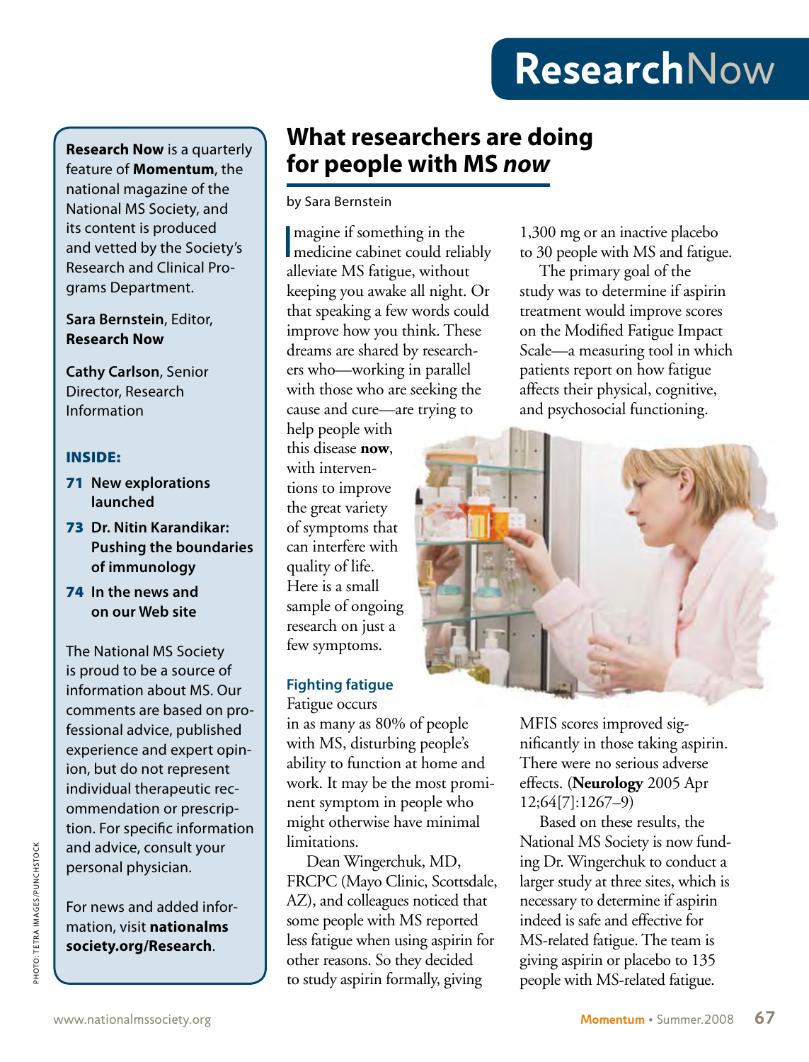# ResearchNow

**Research Now** is a quarterly feature of **Momentum**, the national magazine of the National MS Society, and its content is produced and vetted by the Society's Research and Clinical Programs Department.

**Sara Bernstein**, Editor, **Research Now**

**Cathy Carlson**, Senior Director, Research Information

**INSIDE:**

- **71** **New explorations launched**
- **73** **Dr. Nitin Karandikar: Pushing the boundaries of immunology**
- **74** **In the news and on our Web site**

The National MS Society is proud to be a source of information about MS. Our comments are based on professional advice, published experience and expert opinion, but do not represent individual therapeutic recommendation or prescription. For specific information and advice, consult your personal physician.

For news and added information, visit **nationalmssociety.org/Research**.

## What researchers are doing for people with MS *now*

by Sara Bernstein

Imagine if something in the medicine cabinet could reliably alleviate MS fatigue, without keeping you awake all night. Or that speaking a few words could improve how you think. These dreams are shared by researchers who—working in parallel with those who are seeking the cause and cure—are trying to help people with this disease **now**, with interventions to improve the great variety of symptoms that can interfere with quality of life. Here is a small sample of ongoing research on just a few symptoms.

### Fighting fatigue

Fatigue occurs in as many as 80% of people with MS, disturbing people's ability to function at home and work. It may be the most prominent symptom in people who might otherwise have minimal limitations.

Dean Wingerchuk, MD, FRCPC (Mayo Clinic, Scottsdale, AZ), and colleagues noticed that some people with MS reported less fatigue when using aspirin for other reasons. So they decided to study aspirin formally, giving 1,300 mg or an inactive placebo to 30 people with MS and fatigue.

The primary goal of the study was to determine if aspirin treatment would improve scores on the Modified Fatigue Impact Scale—a measuring tool in which patients report on how fatigue affects their physical, cognitive, and psychosocial functioning.

MFIS scores improved significantly in those taking aspirin. There were no serious adverse effects. (**Neurology** 2005 Apr 12;64[7]:1267–9)

Based on these results, the National MS Society is now funding Dr. Wingerchuk to conduct a larger study at three sites, which is necessary to determine if aspirin indeed is safe and effective for MS-related fatigue. The team is giving aspirin or placebo to 135 people with MS-related fatigue.

PHOTO: TETRA IMAGES/PUNCHSTOCK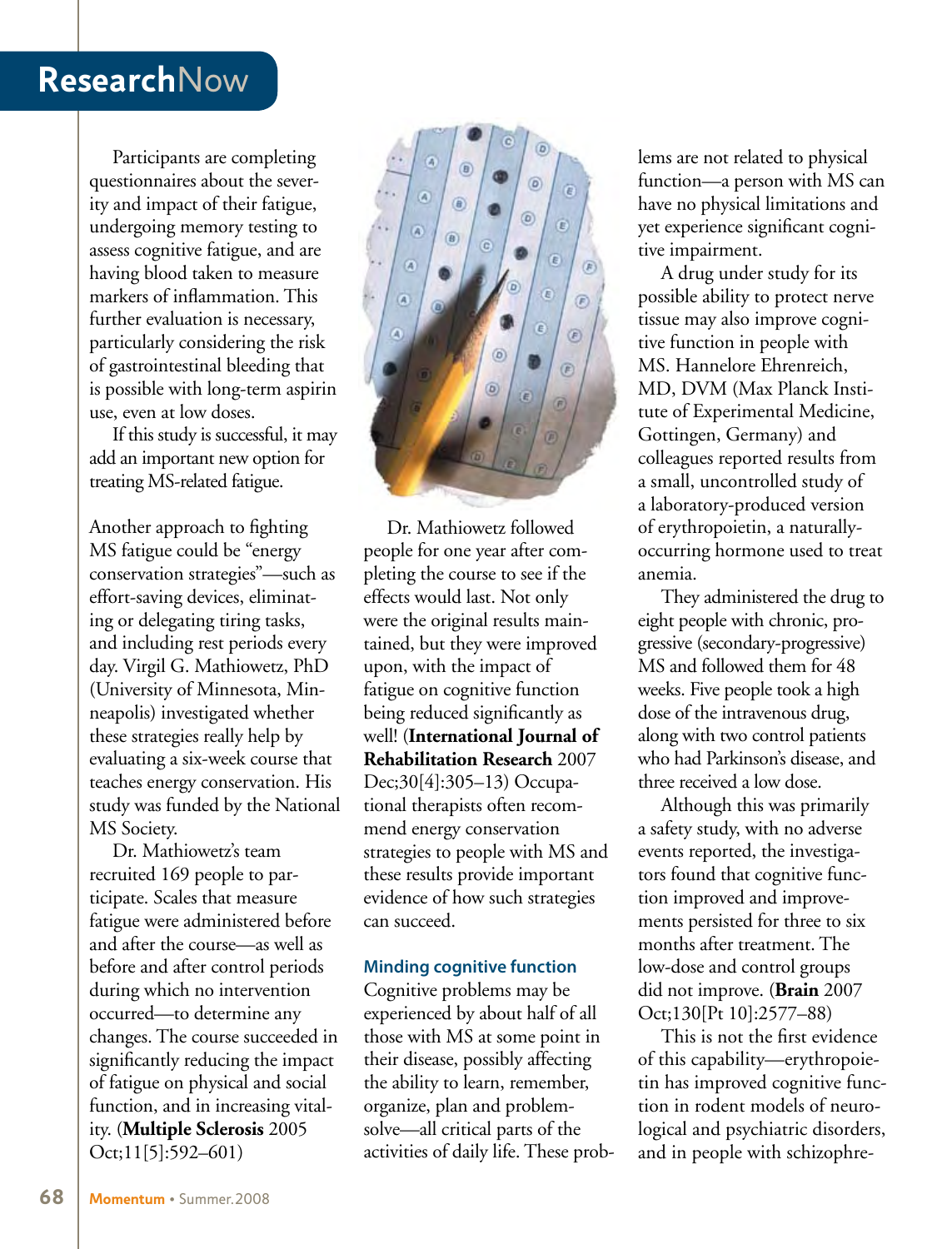Participants are completing questionnaires about the severity and impact of their fatigue, undergoing memory testing to assess cognitive fatigue, and are having blood taken to measure markers of inflammation. This further evaluation is necessary, particularly considering the risk of gastrointestinal bleeding that is possible with long-term aspirin use, even at low doses.

If this study is successful, it may add an important new option for treating MS-related fatigue.

Another approach to fighting MS fatigue could be "energy conservation strategies"—such as effort-saving devices, eliminating or delegating tiring tasks, and including rest periods every day. Virgil G. Mathiowetz, PhD (University of Minnesota, Minneapolis) investigated whether these strategies really help by evaluating a six-week course that teaches energy conservation. His study was funded by the National MS Society.

Dr. Mathiowetz's team recruited 169 people to participate. Scales that measure fatigue were administered before and after the course—as well as before and after control periods during which no intervention occurred—to determine any changes. The course succeeded in significantly reducing the impact of fatigue on physical and social function, and in increasing vitality. (**Multiple Sclerosis** 2005 Oct;11[5]:592–601)

Dr. Mathiowetz followed people for one year after completing the course to see if the effects would last. Not only were the original results maintained, but they were improved upon, with the impact of fatigue on cognitive function being reduced significantly as well! (**International Journal of Rehabilitation Research** 2007 Dec;30[4]:305–13) Occupational therapists often recommend energy conservation strategies to people with MS and these results provide important evidence of how such strategies can succeed.

### Minding cognitive function

Cognitive problems may be experienced by about half of all those with MS at some point in their disease, possibly affecting the ability to learn, remember, organize, plan and problem-solve—all critical parts of the activities of daily life. These problems are not related to physical function—a person with MS can have no physical limitations and yet experience significant cognitive impairment.

A drug under study for its possible ability to protect nerve tissue may also improve cognitive function in people with MS. Hannelore Ehrenreich, MD, DVM (Max Planck Institute of Experimental Medicine, Gottingen, Germany) and colleagues reported results from a small, uncontrolled study of a laboratory-produced version of erythropoietin, a naturally-occurring hormone used to treat anemia.

They administered the drug to eight people with chronic, progressive (secondary-progressive) MS and followed them for 48 weeks. Five people took a high dose of the intravenous drug, along with two control patients who had Parkinson's disease, and three received a low dose.

Although this was primarily a safety study, with no adverse events reported, the investigators found that cognitive function improved and improvements persisted for three to six months after treatment. The low-dose and control groups did not improve. (**Brain** 2007 Oct;130[Pt 10]:2577–88)

This is not the first evidence of this capability—erythropoietin has improved cognitive function in rodent models of neurological and psychiatric disorders, and in people with schizophre-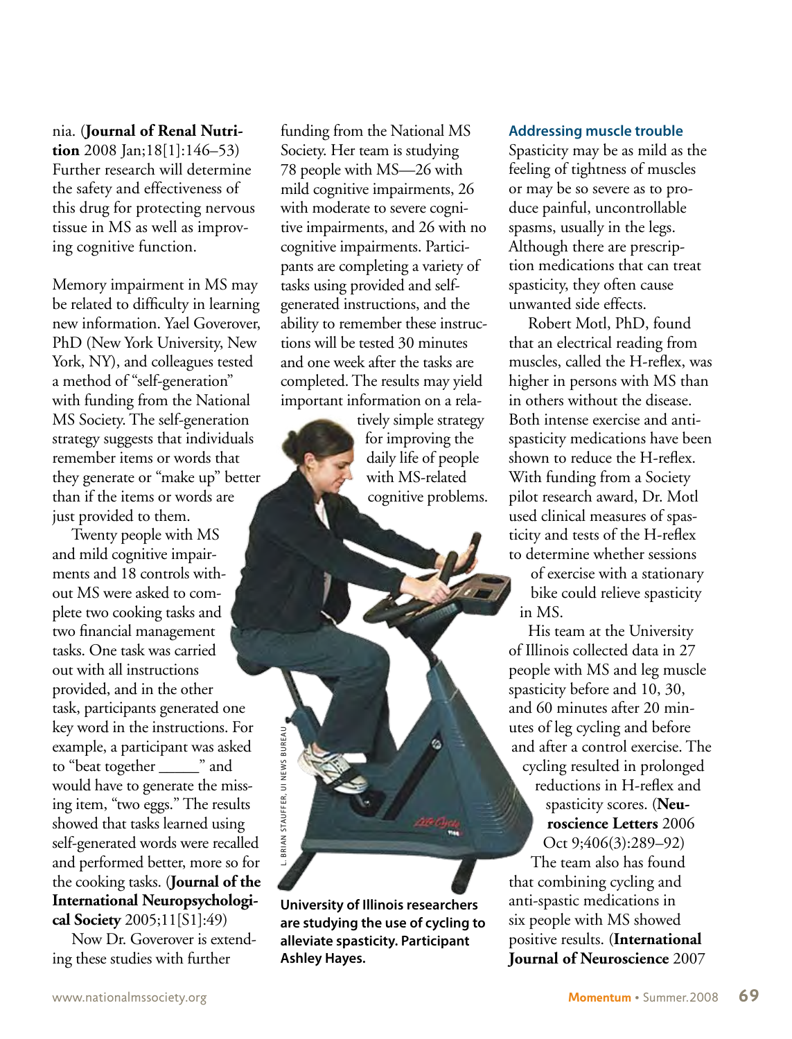nia. (**Journal of Renal Nutrition** 2008 Jan;18[1]:146–53) Further research will determine the safety and effectiveness of this drug for protecting nervous tissue in MS as well as improving cognitive function.

Memory impairment in MS may be related to difficulty in learning new information. Yael Goverover, PhD (New York University, New York, NY), and colleagues tested a method of "self-generation" with funding from the National MS Society. The self-generation strategy suggests that individuals remember items or words that they generate or "make up" better than if the items or words are just provided to them.

Twenty people with MS and mild cognitive impairments and 18 controls without MS were asked to complete two cooking tasks and two financial management tasks. One task was carried out with all instructions provided, and in the other task, participants generated one key word in the instructions. For example, a participant was asked to "beat together _____" and would have to generate the missing item, "two eggs." The results showed that tasks learned using self-generated words were recalled and performed better, more so for the cooking tasks. (**Journal of the International Neuropsychological Society** 2005;11[S1]:49)

Now Dr. Goverover is extending these studies with further funding from the National MS Society. Her team is studying 78 people with MS—26 with mild cognitive impairments, 26 with moderate to severe cognitive impairments, and 26 with no cognitive impairments. Participants are completing a variety of tasks using provided and self-generated instructions, and the ability to remember these instructions will be tested 30 minutes and one week after the tasks are completed. The results may yield important information on a relatively simple strategy for improving the daily life of people with MS-related cognitive problems.

L. BRIAN STAUFFER, UI NEWS BUREAU

**University of Illinois researchers are studying the use of cycling to alleviate spasticity. Participant Ashley Hayes.**

### Addressing muscle trouble

Spasticity may be as mild as the feeling of tightness of muscles or may be so severe as to produce painful, uncontrollable spasms, usually in the legs. Although there are prescription medications that can treat spasticity, they often cause unwanted side effects.

Robert Motl, PhD, found that an electrical reading from muscles, called the H-reflex, was higher in persons with MS than in others without the disease. Both intense exercise and anti-spasticity medications have been shown to reduce the H-reflex. With funding from a Society pilot research award, Dr. Motl used clinical measures of spasticity and tests of the H-reflex to determine whether sessions of exercise with a stationary bike could relieve spasticity in MS.

His team at the University of Illinois collected data in 27 people with MS and leg muscle spasticity before and 10, 30, and 60 minutes after 20 minutes of leg cycling and before and after a control exercise. The cycling resulted in prolonged reductions in H-reflex and spasticity scores. (**Neuroscience Letters** 2006 Oct 9;406(3):289–92)

The team also has found that combining cycling and anti-spastic medications in six people with MS showed positive results. (**International Journal of Neuroscience** 2007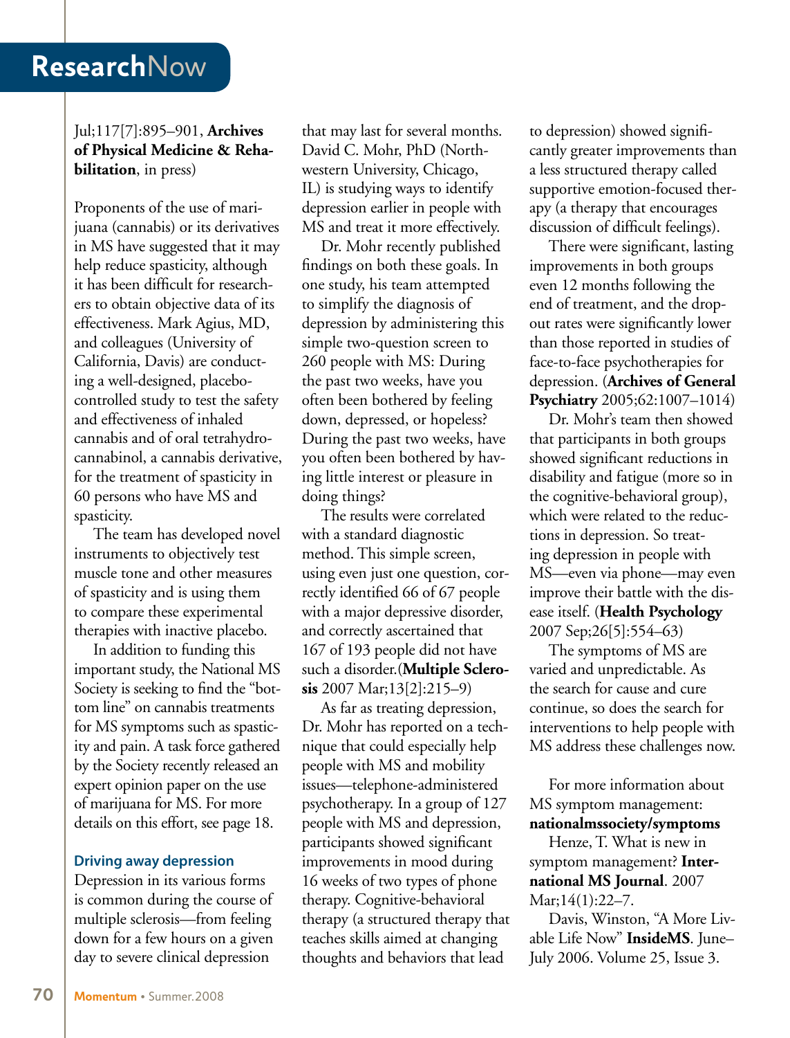Jul;117[7]:895–901, **Archives of Physical Medicine & Rehabilitation**, in press)

Proponents of the use of marijuana (cannabis) or its derivatives in MS have suggested that it may help reduce spasticity, although it has been difficult for researchers to obtain objective data of its effectiveness. Mark Agius, MD, and colleagues (University of California, Davis) are conducting a well-designed, placebo-controlled study to test the safety and effectiveness of inhaled cannabis and of oral tetrahydrocannabinol, a cannabis derivative, for the treatment of spasticity in 60 persons who have MS and spasticity.

The team has developed novel instruments to objectively test muscle tone and other measures of spasticity and is using them to compare these experimental therapies with inactive placebo.

In addition to funding this important study, the National MS Society is seeking to find the "bottom line" on cannabis treatments for MS symptoms such as spasticity and pain. A task force gathered by the Society recently released an expert opinion paper on the use of marijuana for MS. For more details on this effort, see page 18.

### Driving away depression

Depression in its various forms is common during the course of multiple sclerosis—from feeling down for a few hours on a given day to severe clinical depression that may last for several months. David C. Mohr, PhD (Northwestern University, Chicago, IL) is studying ways to identify depression earlier in people with MS and treat it more effectively.

Dr. Mohr recently published findings on both these goals. In one study, his team attempted to simplify the diagnosis of depression by administering this simple two-question screen to 260 people with MS: During the past two weeks, have you often been bothered by feeling down, depressed, or hopeless? During the past two weeks, have you often been bothered by having little interest or pleasure in doing things?

The results were correlated with a standard diagnostic method. This simple screen, using even just one question, correctly identified 66 of 67 people with a major depressive disorder, and correctly ascertained that 167 of 193 people did not have such a disorder.(**Multiple Sclerosis** 2007 Mar;13[2]:215–9)

As far as treating depression, Dr. Mohr has reported on a technique that could especially help people with MS and mobility issues—telephone-administered psychotherapy. In a group of 127 people with MS and depression, participants showed significant improvements in mood during 16 weeks of two types of phone therapy. Cognitive-behavioral therapy (a structured therapy that teaches skills aimed at changing thoughts and behaviors that lead to depression) showed significantly greater improvements than a less structured therapy called supportive emotion-focused therapy (a therapy that encourages discussion of difficult feelings).

There were significant, lasting improvements in both groups even 12 months following the end of treatment, and the dropout rates were significantly lower than those reported in studies of face-to-face psychotherapies for depression. (**Archives of General Psychiatry** 2005;62:1007–1014)

Dr. Mohr's team then showed that participants in both groups showed significant reductions in disability and fatigue (more so in the cognitive-behavioral group), which were related to the reductions in depression. So treating depression in people with MS—even via phone—may even improve their battle with the disease itself. (**Health Psychology** 2007 Sep;26[5]:554–63)

The symptoms of MS are varied and unpredictable. As the search for cause and cure continue, so does the search for interventions to help people with MS address these challenges now.

For more information about MS symptom management: **nationalmssociety/symptoms**

Henze, T. What is new in symptom management? **International MS Journal**. 2007 Mar;14(1):22–7.

Davis, Winston, "A More Livable Life Now" **InsideMS**. June–July 2006. Volume 25, Issue 3.